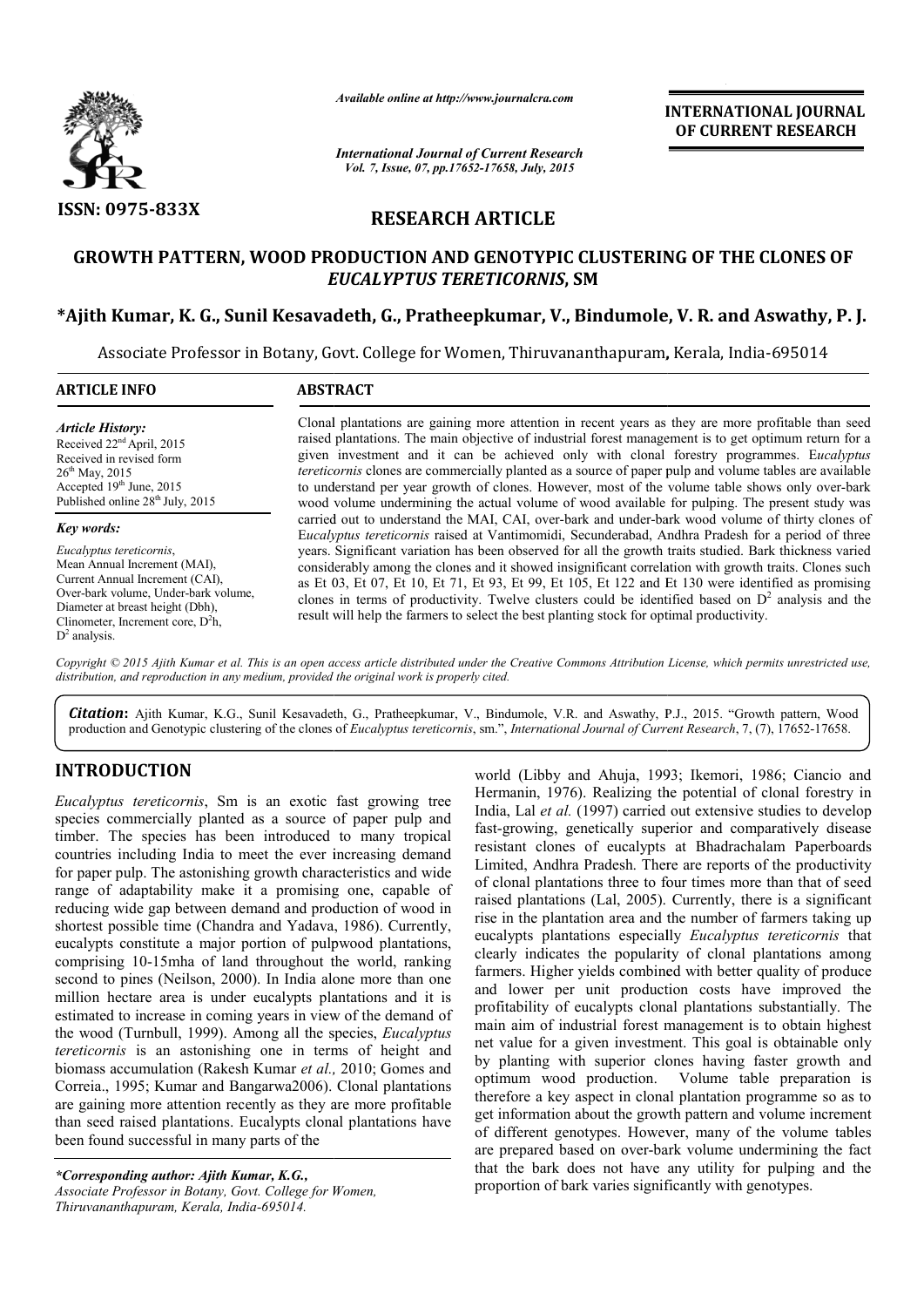*Available online at http://www.journalcra.com*

*International Journal of Current Research*

**INTERNATIONAL JOURNAL OF CURRENT RESEARCH**

**ISSN: 0975-833X**

**RESEARCH ARTICLE**

# GROWTH PATTERN, WOOD PRODUCTION AND GENOTYPIC CLUSTERING OF THE CLONES OF *EUCALYPTUS TERETICORNIS*, SM

**\*Ajith Kumar, K. G., Sunil Kesavadeth, G., Pratheepkumar, V., Bindumole, V. R. and Aswathy, P. J.**

Associate Professor in Botany, Govt. College for Women, Thiruvananthapuram, Kerala, India-695014

## ARTICLE INFO

*Article History:*
Received 22nd April, 2015
Received in revised form 26th May, 2015
Accepted 19th June, 2015
Published online 28th July, 2015

*Key words:*
*Eucalyptus tereticornis*, Mean Annual Increment (MAI), Current Annual Increment (CAI), Over-bark volume, Under-bark volume, Diameter at breast height (Dbh), Clinometer, Increment core, $D^2h$, $D^2$ analysis.

## ABSTRACT

Clonal plantations are gaining more attention in recent years as they are more profitable than seed raised plantations. The main objective of industrial forest management is to get optimum return for a given investment and it can be achieved only with clonal forestry programmes. *Eucalyptus tereticornis* clones are commercially planted as a source of paper pulp and volume tables are available to understand per year growth of clones. However, most of the volume table shows only over-bark wood volume undermining the actual volume of wood available for pulping. The present study was carried out to understand the MAI, CAI, over-bark and under-bark wood volume of thirty clones of *Eucalyptus tereticornis* raised at Vantimomidi, Secunderabad, Andhra Pradesh for a period of three years. Significant variation has been observed for all the growth traits studied. Bark thickness varied considerably among the clones and it showed insignificant correlation with growth traits. Clones such as Et 03, Et 07, Et 10, Et 71, Et 93, Et 99, Et 105, Et 122 and Et 130 were identified as promising clones in terms of productivity. Twelve clusters could be identified based on $D^2$ analysis and the result will help the farmers to select the best planting stock for optimal productivity.

*Copyright © 2015 Ajith Kumar et al. This is an open access article distributed under the Creative Commons Attribution License, which permits unrestricted use, distribution, and reproduction in any medium, provided the original work is properly cited.*

**Citation:** Ajith Kumar, K.G., Sunil Kesavadeth, G., Pratheepkumar, V., Bindumole, V.R. and Aswathy, P.J., 2015. "Growth pattern, Wood production and Genotypic clustering of the clones of *Eucalyptus tereticornis*, sm.", *International Journal of Current Research*, 7, (7), 17652-17658.

## INTRODUCTION

*Eucalyptus tereticornis*, Sm is an exotic fast growing tree species commercially planted as a source of paper pulp and timber. The species has been introduced to many tropical countries including India to meet the ever increasing demand for paper pulp. The astonishing growth characteristics and wide range of adaptability make it a promising one, capable of reducing wide gap between demand and production of wood in shortest possible time (Chandra and Yadava, 1986). Currently, eucalypts constitute a major portion of pulpwood plantations, comprising 10-15mha of land throughout the world, ranking second to pines (Neilson, 2000). In India alone more than one million hectare area is under eucalypts plantations and it is estimated to increase in coming years in view of the demand of the wood (Turnbull, 1999). Among all the species, *Eucalyptus tereticornis* is an astonishing one in terms of height and biomass accumulation (Rakesh Kumar *et al.,* 2010; Gomes and Correia., 1995; Kumar and Bangarwa2006). Clonal plantations are gaining more attention recently as they are more profitable than seed raised plantations. Eucalypts clonal plantations have been found successful in many parts of the world (Libby and Ahuja, 1993; Ikemori, 1986; Ciancio and Hermanin, 1976). Realizing the potential of clonal forestry in India, Lal *et al.* (1997) carried out extensive studies to develop fast-growing, genetically superior and comparatively disease resistant clones of eucalypts at Bhadrachalam Paperboards Limited, Andhra Pradesh. There are reports of the productivity of clonal plantations three to four times more than that of seed raised plantations (Lal, 2005). Currently, there is a significant rise in the plantation area and the number of farmers taking up eucalypts plantations especially *Eucalyptus tereticornis* that clearly indicates the popularity of clonal plantations among farmers. Higher yields combined with better quality of produce and lower per unit production costs have improved the profitability of eucalypts clonal plantations substantially. The main aim of industrial forest management is to obtain highest net value for a given investment. This goal is obtainable only by planting with superior clones having faster growth and optimum wood production. Volume table preparation is therefore a key aspect in clonal plantation programme so as to get information about the growth pattern and volume increment of different genotypes. However, many of the volume tables are prepared based on over-bark volume undermining the fact that the bark does not have any utility for pulping and the proportion of bark varies significantly with genotypes.

*\*Corresponding author: Ajith Kumar, K.G.,*
*Associate Professor in Botany, Govt. College for Women, Thiruvananthapuram, Kerala, India-695014.*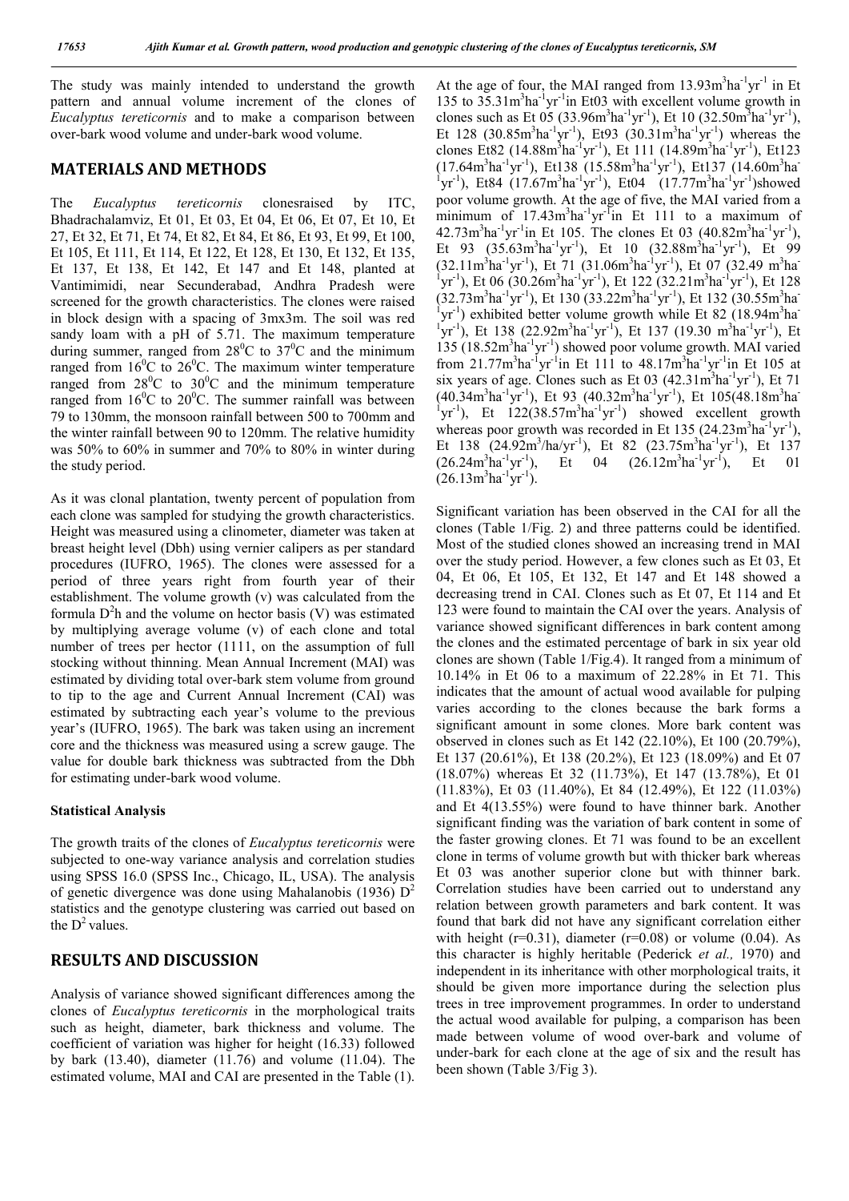The study was mainly intended to understand the growth pattern and annual volume increment of the clones of *Eucalyptus tereticornis* and to make a comparison between over-bark wood volume and under-bark wood volume.

## MATERIALS AND METHODS

The *Eucalyptus tereticornis* clonesraised by ITC, Bhadrachalamviz, Et 01, Et 03, Et 04, Et 06, Et 07, Et 10, Et 27, Et 32, Et 71, Et 74, Et 82, Et 84, Et 86, Et 93, Et 99, Et 100, Et 105, Et 111, Et 114, Et 122, Et 128, Et 130, Et 132, Et 135, Et 137, Et 138, Et 142, Et 147 and Et 148, planted at Vantimimidi, near Secunderabad, Andhra Pradesh were screened for the growth characteristics. The clones were raised in block design with a spacing of 3mx3m. The soil was red sandy loam with a pH of 5.71. The maximum temperature during summer, ranged from $28^0C$ to $37^0C$ and the minimum ranged from $16^0C$ to $26^0C$. The maximum winter temperature ranged from $28^0C$ to $30^0C$ and the minimum temperature ranged from $16^0C$ to $20^0C$. The summer rainfall was between 79 to 130mm, the monsoon rainfall between 500 to 700mm and the winter rainfall between 90 to 120mm. The relative humidity was 50% to 60% in summer and 70% to 80% in winter during the study period.

As it was clonal plantation, twenty percent of population from each clone was sampled for studying the growth characteristics. Height was measured using a clinometer, diameter was taken at breast height level (Dbh) using vernier calipers as per standard procedures (IUFRO, 1965). The clones were assessed for a period of three years right from fourth year of their establishment. The volume growth (v) was calculated from the formula $D^2h$ and the volume on hector basis (V) was estimated by multiplying average volume (v) of each clone and total number of trees per hector (1111, on the assumption of full stocking without thinning. Mean Annual Increment (MAI) was estimated by dividing total over-bark stem volume from ground to tip to the age and Current Annual Increment (CAI) was estimated by subtracting each year's volume to the previous year's (IUFRO, 1965). The bark was taken using an increment core and the thickness was measured using a screw gauge. The value for double bark thickness was subtracted from the Dbh for estimating under-bark wood volume.

### Statistical Analysis

The growth traits of the clones of *Eucalyptus tereticornis* were subjected to one-way variance analysis and correlation studies using SPSS 16.0 (SPSS Inc., Chicago, IL, USA). The analysis of genetic divergence was done using Mahalanobis (1936) $D^2$ statistics and the genotype clustering was carried out based on the $D^2$ values.

## RESULTS AND DISCUSSION

Analysis of variance showed significant differences among the clones of *Eucalyptus tereticornis* in the morphological traits such as height, diameter, bark thickness and volume. The coefficient of variation was higher for height (16.33) followed by bark (13.40), diameter (11.76) and volume (11.04). The estimated volume, MAI and CAI are presented in the Table (1).

At the age of four, the MAI ranged from $13.93m^3ha^{-1}yr^{-1}$ in Et 135 to $35.31m^3ha^{-1}yr^{-1}$in Et03 with excellent volume growth in clones such as Et 05 ($33.96m^3ha^{-1}yr^{-1}$), Et 10 ($32.50m^3ha^{-1}yr^{-1}$), Et 128 ($30.85m^3ha^{-1}yr^{-1}$), Et93 ($30.31m^3ha^{-1}yr^{-1}$) whereas the clones Et82 ($14.88m^3ha^{-1}yr^{-1}$), Et 111 ($14.89m^3ha^{-1}yr^{-1}$), Et123 ($17.64m^3ha^{-1}yr^{-1}$), Et138 ($15.58m^3ha^{-1}yr^{-1}$), Et137 ($14.60m^3ha^{-1}yr^{-1}$), Et84 ($17.67m^3ha^{-1}yr^{-1}$), Et04 ($17.77m^3ha^{-1}yr^{-1}$)showed poor volume growth. At the age of five, the MAI varied from a minimum of $17.43m^3ha^{-1}yr^{-1}$in Et 111 to a maximum of $42.73m^3ha^{-1}yr^{-1}$in Et 105. The clones Et 03 ($40.82m^3ha^{-1}yr^{-1}$), Et 93 ($35.63m^3ha^{-1}yr^{-1}$), Et 10 ($32.88m^3ha^{-1}yr^{-1}$), Et 99 ($32.11m^3ha^{-1}yr^{-1}$), Et 71 ($31.06m^3ha^{-1}yr^{-1}$), Et 07 ($32.49$ $m^3ha^{-1}yr^{-1}$), Et 06 ($30.26m^3ha^{-1}yr^{-1}$), Et 122 ($32.21m^3ha^{-1}yr^{-1}$), Et 128 ($32.73m^3ha^{-1}yr^{-1}$), Et 130 ($33.22m^3ha^{-1}yr^{-1}$), Et 132 ($30.55m^3ha^{-1}yr^{-1}$) exhibited better volume growth while Et 82 ($18.94m^3ha^{-1}yr^{-1}$), Et 138 ($22.92m^3ha^{-1}yr^{-1}$), Et 137 ($19.30$ $m^3ha^{-1}yr^{-1}$), Et 135 ($18.52m^3ha^{-1}yr^{-1}$) showed poor volume growth. MAI varied from $21.77m^3ha^{-1}yr^{-1}$in Et 111 to $48.17m^3ha^{-1}yr^{-1}$in Et 105 at six years of age. Clones such as Et 03 ($42.31m^3ha^{-1}yr^{-1}$), Et 71 ($40.34m^3ha^{-1}yr^{-1}$), Et 93 ($40.32m^3ha^{-1}yr^{-1}$), Et 105($48.18m^3ha^{-1}yr^{-1}$), Et 122($38.57m^3ha^{-1}yr^{-1}$) showed excellent growth whereas poor growth was recorded in Et 135 ($24.23m^3ha^{-1}yr^{-1}$), Et 138 ($24.92m^3$/ha/yr$^{-1}$), Et 82 ($23.75m^3ha^{-1}yr^{-1}$), Et 137 ($26.24m^3ha^{-1}yr^{-1}$), Et 04 ($26.12m^3ha^{-1}yr^{-1}$), Et 01 ($26.13m^3ha^{-1}yr^{-1}$).

Significant variation has been observed in the CAI for all the clones (Table 1/Fig. 2) and three patterns could be identified. Most of the studied clones showed an increasing trend in MAI over the study period. However, a few clones such as Et 03, Et 04, Et 06, Et 105, Et 132, Et 147 and Et 148 showed a decreasing trend in CAI. Clones such as Et 07, Et 114 and Et 123 were found to maintain the CAI over the years. Analysis of variance showed significant differences in bark content among the clones and the estimated percentage of bark in six year old clones are shown (Table 1/Fig.4). It ranged from a minimum of 10.14% in Et 06 to a maximum of 22.28% in Et 71. This indicates that the amount of actual wood available for pulping varies according to the clones because the bark forms a significant amount in some clones. More bark content was observed in clones such as Et 142 (22.10%), Et 100 (20.79%), Et 137 (20.61%), Et 138 (20.2%), Et 123 (18.09%) and Et 07 (18.07%) whereas Et 32 (11.73%), Et 147 (13.78%), Et 01 (11.83%), Et 03 (11.40%), Et 84 (12.49%), Et 122 (11.03%) and Et 4(13.55%) were found to have thinner bark. Another significant finding was the variation of bark content in some of the faster growing clones. Et 71 was found to be an excellent clone in terms of volume growth but with thicker bark whereas Et 03 was another superior clone but with thinner bark. Correlation studies have been carried out to understand any relation between growth parameters and bark content. It was found that bark did not have any significant correlation either with height (r=0.31), diameter (r=0.08) or volume (0.04). As this character is highly heritable (Pederick *et al.,* 1970) and independent in its inheritance with other morphological traits, it should be given more importance during the selection plus trees in tree improvement programmes. In order to understand the actual wood available for pulping, a comparison has been made between volume of wood over-bark and volume of under-bark for each clone at the age of six and the result has been shown (Table 3/Fig 3).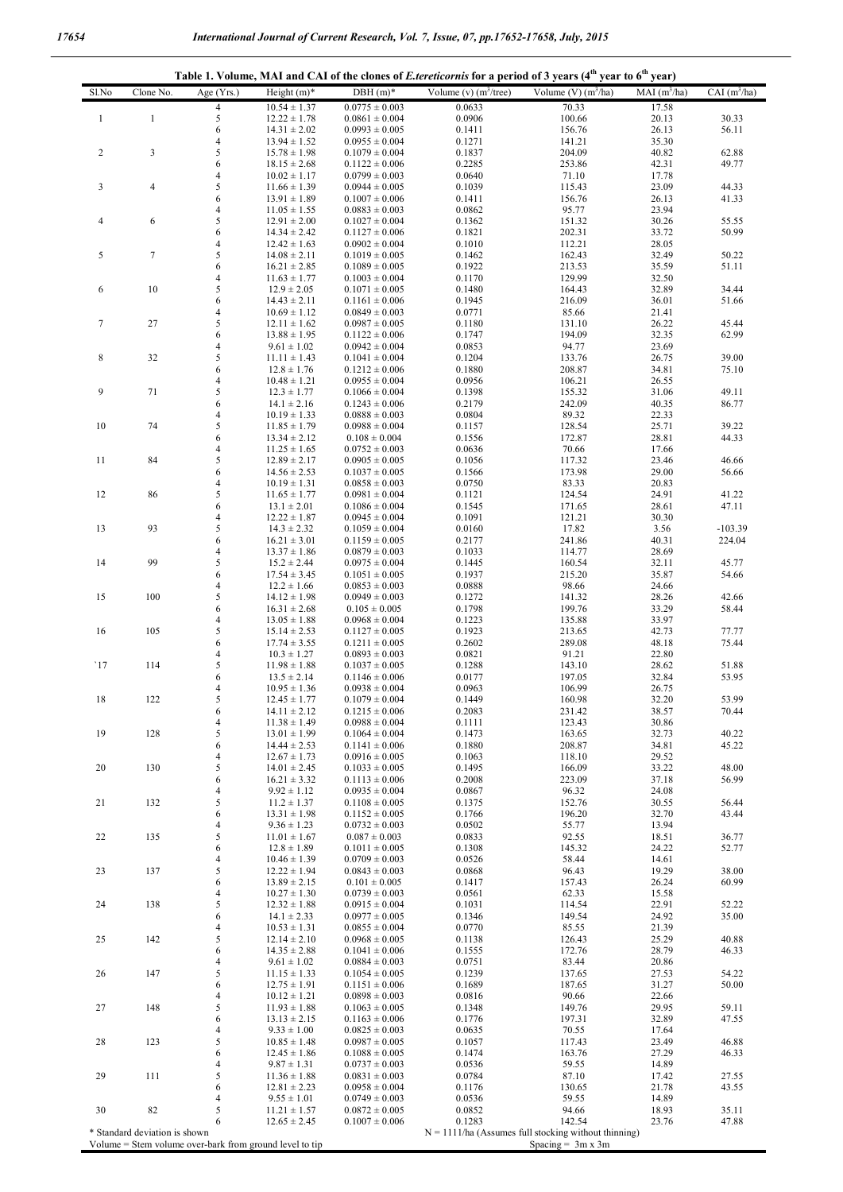**Table 1. Volume, MAI and CAI of the clones of *E.tereticornis* for a period of 3 years (4th year to 6th year)**

| Sl.No | Clone No. | Age (Yrs.) | Height (m)* | DBH (m)* | Volume (v) ($m^3$/tree) | Volume (V) ($m^3$/ha) | MAI ($m^3$/ha) | CAI ($m^3$/ha) |
|---|---|---|---|---|---|---|---|---|
| 1 | 1 | 4 | 10.54 ± 1.37 | 0.0775 ± 0.003 | 0.0633 | 70.33 | 17.58 | |
| | | 5 | 12.22 ± 1.78 | 0.0861 ± 0.004 | 0.0906 | 100.66 | 20.13 | 30.33 |
| | | 6 | 14.31 ± 2.02 | 0.0993 ± 0.005 | 0.1411 | 156.76 | 26.13 | 56.11 |
| 2 | 3 | 4 | 13.94 ± 1.52 | 0.0955 ± 0.004 | 0.1271 | 141.21 | 35.30 | |
| | | 5 | 15.78 ± 1.98 | 0.1079 ± 0.004 | 0.1837 | 204.09 | 40.82 | 62.88 |
| | | 6 | 18.15 ± 2.68 | 0.1122 ± 0.006 | 0.2285 | 253.86 | 42.31 | 49.77 |
| 3 | 4 | 4 | 10.02 ± 1.17 | 0.0799 ± 0.003 | 0.0640 | 71.10 | 17.78 | |
| | | 5 | 11.66 ± 1.39 | 0.0944 ± 0.005 | 0.1039 | 115.43 | 23.09 | 44.33 |
| | | 6 | 13.91 ± 1.89 | 0.1007 ± 0.006 | 0.1411 | 156.76 | 26.13 | 41.33 |
| 4 | 6 | 4 | 11.05 ± 1.55 | 0.0883 ± 0.003 | 0.0862 | 95.77 | 23.94 | |
| | | 5 | 12.91 ± 2.00 | 0.1027 ± 0.004 | 0.1362 | 151.32 | 30.26 | 55.55 |
| | | 6 | 14.34 ± 2.42 | 0.1127 ± 0.006 | 0.1821 | 202.31 | 33.72 | 50.99 |
| 5 | 7 | 4 | 12.42 ± 1.63 | 0.0902 ± 0.004 | 0.1010 | 112.21 | 28.05 | |
| | | 5 | 14.08 ± 2.11 | 0.1019 ± 0.005 | 0.1462 | 162.43 | 32.49 | 50.22 |
| | | 6 | 16.21 ± 2.85 | 0.1089 ± 0.005 | 0.1922 | 213.53 | 35.59 | 51.11 |
| 6 | 10 | 4 | 11.63 ± 1.77 | 0.1003 ± 0.004 | 0.1170 | 129.99 | 32.50 | |
| | | 5 | 12.9 ± 2.05 | 0.1071 ± 0.005 | 0.1480 | 164.43 | 32.89 | 34.44 |
| | | 6 | 14.43 ± 2.11 | 0.1161 ± 0.006 | 0.1945 | 216.09 | 36.01 | 51.66 |
| 7 | 27 | 4 | 10.69 ± 1.12 | 0.0849 ± 0.003 | 0.0771 | 85.66 | 21.41 | |
| | | 5 | 12.11 ± 1.62 | 0.0987 ± 0.005 | 0.1180 | 131.10 | 26.22 | 45.44 |
| | | 6 | 13.88 ± 1.95 | 0.1122 ± 0.006 | 0.1747 | 194.09 | 32.35 | 62.99 |
| 8 | 32 | 4 | 9.61 ± 1.02 | 0.0942 ± 0.004 | 0.0853 | 94.77 | 23.69 | |
| | | 5 | 11.11 ± 1.43 | 0.1041 ± 0.004 | 0.1204 | 133.76 | 26.75 | 39.00 |
| | | 6 | 12.8 ± 1.76 | 0.1212 ± 0.006 | 0.1880 | 208.87 | 34.81 | 75.10 |
| 9 | 71 | 4 | 10.48 ± 1.21 | 0.0955 ± 0.004 | 0.0956 | 106.21 | 26.55 | |
| | | 5 | 12.3 ± 1.77 | 0.1066 ± 0.004 | 0.1398 | 155.32 | 31.06 | 49.11 |
| | | 6 | 14.1 ± 2.16 | 0.1243 ± 0.006 | 0.2179 | 242.09 | 40.35 | 86.77 |
| 10 | 74 | 4 | 10.19 ± 1.33 | 0.0888 ± 0.003 | 0.0804 | 89.32 | 22.33 | |
| | | 5 | 11.85 ± 1.79 | 0.0988 ± 0.004 | 0.1157 | 128.54 | 25.71 | 39.22 |
| | | 6 | 13.34 ± 2.12 | 0.108 ± 0.004 | 0.1556 | 172.87 | 28.81 | 44.33 |
| 11 | 84 | 4 | 11.25 ± 1.65 | 0.0752 ± 0.003 | 0.0636 | 70.66 | 17.66 | |
| | | 5 | 12.89 ± 2.17 | 0.0905 ± 0.005 | 0.1056 | 117.32 | 23.46 | 46.66 |
| | | 6 | 14.56 ± 2.53 | 0.1037 ± 0.005 | 0.1566 | 173.98 | 29.00 | 56.66 |
| 12 | 86 | 4 | 10.19 ± 1.31 | 0.0858 ± 0.003 | 0.0750 | 83.33 | 20.83 | |
| | | 5 | 11.65 ± 1.77 | 0.0981 ± 0.004 | 0.1121 | 124.54 | 24.91 | 41.22 |
| | | 6 | 13.1 ± 2.01 | 0.1086 ± 0.004 | 0.1545 | 171.65 | 28.61 | 47.11 |
| 13 | 93 | 4 | 12.22 ± 1.87 | 0.0945 ± 0.004 | 0.1091 | 121.21 | 30.30 | |
| | | 5 | 14.3 ± 2.32 | 0.1059 ± 0.004 | 0.0160 | 17.82 | 3.56 | -103.39 |
| | | 6 | 16.21 ± 3.01 | 0.1159 ± 0.005 | 0.2177 | 241.86 | 40.31 | 224.04 |
| 14 | 99 | 4 | 13.37 ± 1.86 | 0.0879 ± 0.003 | 0.1033 | 114.77 | 28.69 | |
| | | 5 | 15.2 ± 2.44 | 0.0975 ± 0.004 | 0.1445 | 160.54 | 32.11 | 45.77 |
| | | 6 | 17.54 ± 3.45 | 0.1051 ± 0.005 | 0.1937 | 215.20 | 35.87 | 54.66 |
| 15 | 100 | 4 | 12.2 ± 1.66 | 0.0853 ± 0.003 | 0.0888 | 98.66 | 24.66 | |
| | | 5 | 14.12 ± 1.98 | 0.0949 ± 0.003 | 0.1272 | 141.32 | 28.26 | 42.66 |
| | | 6 | 16.31 ± 2.68 | 0.105 ± 0.005 | 0.1798 | 199.76 | 33.29 | 58.44 |
| 16 | 105 | 4 | 13.05 ± 1.88 | 0.0968 ± 0.004 | 0.1223 | 135.88 | 33.97 | |
| | | 5 | 15.14 ± 2.53 | 0.1127 ± 0.005 | 0.1923 | 213.65 | 42.73 | 77.77 |
| | | 6 | 17.74 ± 3.55 | 0.1211 ± 0.005 | 0.2602 | 289.08 | 48.18 | 75.44 |
| `17 | 114 | 4 | 10.3 ± 1.27 | 0.0893 ± 0.003 | 0.0821 | 91.21 | 22.80 | |
| | | 5 | 11.98 ± 1.88 | 0.1037 ± 0.005 | 0.1288 | 143.10 | 28.62 | 51.88 |
| | | 6 | 13.5 ± 2.14 | 0.1146 ± 0.006 | 0.0177 | 197.05 | 32.84 | 53.95 |
| 18 | 122 | 4 | 10.95 ± 1.36 | 0.0938 ± 0.004 | 0.0963 | 106.99 | 26.75 | |
| | | 5 | 12.45 ± 1.77 | 0.1079 ± 0.004 | 0.1449 | 160.98 | 32.20 | 53.99 |
| | | 6 | 14.11 ± 2.12 | 0.1215 ± 0.006 | 0.2083 | 231.42 | 38.57 | 70.44 |
| 19 | 128 | 4 | 11.38 ± 1.49 | 0.0988 ± 0.004 | 0.1111 | 123.43 | 30.86 | |
| | | 5 | 13.01 ± 1.99 | 0.1064 ± 0.004 | 0.1473 | 163.65 | 32.73 | 40.22 |
| | | 6 | 14.44 ± 2.53 | 0.1141 ± 0.006 | 0.1880 | 208.87 | 34.81 | 45.22 |
| 20 | 130 | 4 | 12.67 ± 1.73 | 0.0916 ± 0.005 | 0.1063 | 118.10 | 29.52 | |
| | | 5 | 14.01 ± 2.45 | 0.1033 ± 0.005 | 0.1495 | 166.09 | 33.22 | 48.00 |
| | | 6 | 16.21 ± 3.32 | 0.1113 ± 0.006 | 0.2008 | 223.09 | 37.18 | 56.99 |
| 21 | 132 | 4 | 9.92 ± 1.12 | 0.0935 ± 0.004 | 0.0867 | 96.32 | 24.08 | |
| | | 5 | 11.2 ± 1.37 | 0.1108 ± 0.005 | 0.1375 | 152.76 | 30.55 | 56.44 |
| | | 6 | 13.31 ± 1.98 | 0.1152 ± 0.005 | 0.1766 | 196.20 | 32.70 | 43.44 |
| 22 | 135 | 4 | 9.36 ± 1.23 | 0.0732 ± 0.003 | 0.0502 | 55.77 | 13.94 | |
| | | 5 | 11.01 ± 1.67 | 0.087 ± 0.003 | 0.0833 | 92.55 | 18.51 | 36.77 |
| | | 6 | 12.8 ± 1.89 | 0.1011 ± 0.005 | 0.1308 | 145.32 | 24.22 | 52.77 |
| 23 | 137 | 4 | 10.46 ± 1.39 | 0.0709 ± 0.003 | 0.0526 | 58.44 | 14.61 | |
| | | 5 | 12.22 ± 1.94 | 0.0843 ± 0.003 | 0.0868 | 96.43 | 19.29 | 38.00 |
| | | 6 | 13.89 ± 2.15 | 0.101 ± 0.005 | 0.1417 | 157.43 | 26.24 | 60.99 |
| 24 | 138 | 4 | 10.27 ± 1.30 | 0.0739 ± 0.003 | 0.0561 | 62.33 | 15.58 | |
| | | 5 | 12.32 ± 1.88 | 0.0915 ± 0.004 | 0.1031 | 114.54 | 22.91 | 52.22 |
| | | 6 | 14.1 ± 2.33 | 0.0977 ± 0.005 | 0.1346 | 149.54 | 24.92 | 35.00 |
| 25 | 142 | 4 | 10.53 ± 1.31 | 0.0855 ± 0.004 | 0.0770 | 85.55 | 21.39 | |
| | | 5 | 12.14 ± 2.10 | 0.0968 ± 0.005 | 0.1138 | 126.43 | 25.29 | 40.88 |
| | | 6 | 14.35 ± 2.88 | 0.1041 ± 0.006 | 0.1555 | 172.76 | 28.79 | 46.33 |
| 26 | 147 | 4 | 9.61 ± 1.02 | 0.0884 ± 0.003 | 0.0751 | 83.44 | 20.86 | |
| | | 5 | 11.15 ± 1.33 | 0.1054 ± 0.005 | 0.1239 | 137.65 | 27.53 | 54.22 |
| | | 6 | 12.75 ± 1.91 | 0.1151 ± 0.006 | 0.1689 | 187.65 | 31.27 | 50.00 |
| 27 | 148 | 4 | 10.12 ± 1.21 | 0.0898 ± 0.003 | 0.0816 | 90.66 | 22.66 | |
| | | 5 | 11.93 ± 1.88 | 0.1063 ± 0.005 | 0.1348 | 149.76 | 29.95 | 59.11 |
| | | 6 | 13.13 ± 2.15 | 0.1163 ± 0.006 | 0.1776 | 197.31 | 32.89 | 47.55 |
| 28 | 123 | 4 | 9.33 ± 1.00 | 0.0825 ± 0.003 | 0.0635 | 70.55 | 17.64 | |
| | | 5 | 10.85 ± 1.48 | 0.0987 ± 0.005 | 0.1057 | 117.43 | 23.49 | 46.88 |
| | | 6 | 12.45 ± 1.86 | 0.1088 ± 0.005 | 0.1474 | 163.76 | 27.29 | 46.33 |
| 29 | 111 | 4 | 9.87 ± 1.31 | 0.0737 ± 0.003 | 0.0536 | 59.55 | 14.89 | |
| | | 5 | 11.36 ± 1.88 | 0.0831 ± 0.003 | 0.0784 | 87.10 | 17.42 | 27.55 |
| | | 6 | 12.81 ± 2.23 | 0.0958 ± 0.004 | 0.1176 | 130.65 | 21.78 | 43.55 |
| 30 | 82 | 4 | 9.55 ± 1.01 | 0.0749 ± 0.003 | 0.0536 | 59.55 | 14.89 | |
| | | 5 | 11.21 ± 1.57 | 0.0872 ± 0.005 | 0.0852 | 94.66 | 18.93 | 35.11 |
| | | 6 | 12.65 ± 2.45 | 0.1007 ± 0.006 | 0.1283 | 142.54 | 23.76 | 47.88 |

\* Standard deviation shown

Volume = Stem volume over-bark from ground level to tip

N = 1111/ha (Assumes full stocking without thinning)

Spacing = 3m x 3m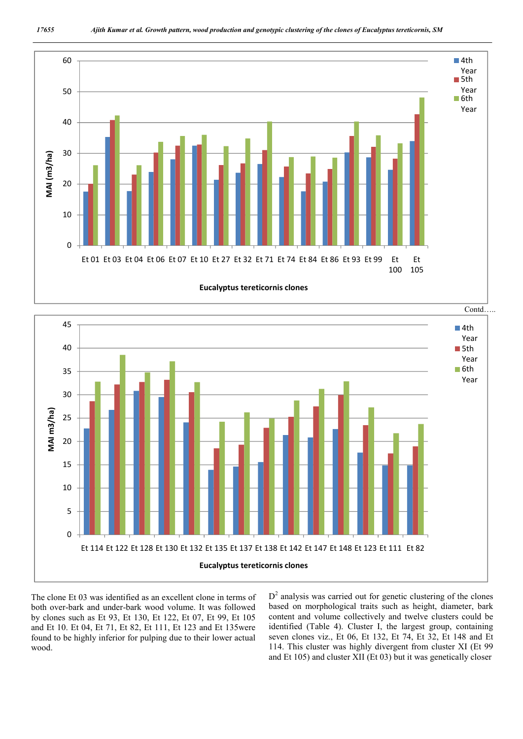Contd…..

The clone Et 03 was identified as an excellent clone in terms of both over-bark and under-bark wood volume. It was followed by clones such as Et 93, Et 130, Et 122, Et 07, Et 99, Et 105 and Et 10. Et 04, Et 71, Et 82, Et 111, Et 123 and Et 135were found to be highly inferior for pulping due to their lower actual wood.

$D^2$ analysis was carried out for genetic clustering of the clones based on morphological traits such as height, diameter, bark content and volume collectively and twelve clusters could be identified (Table 4). Cluster I, the largest group, containing seven clones viz., Et 06, Et 132, Et 74, Et 32, Et 148 and Et 114. This cluster was highly divergent from cluster XI (Et 99 and Et 105) and cluster XII (Et 03) but it was genetically closer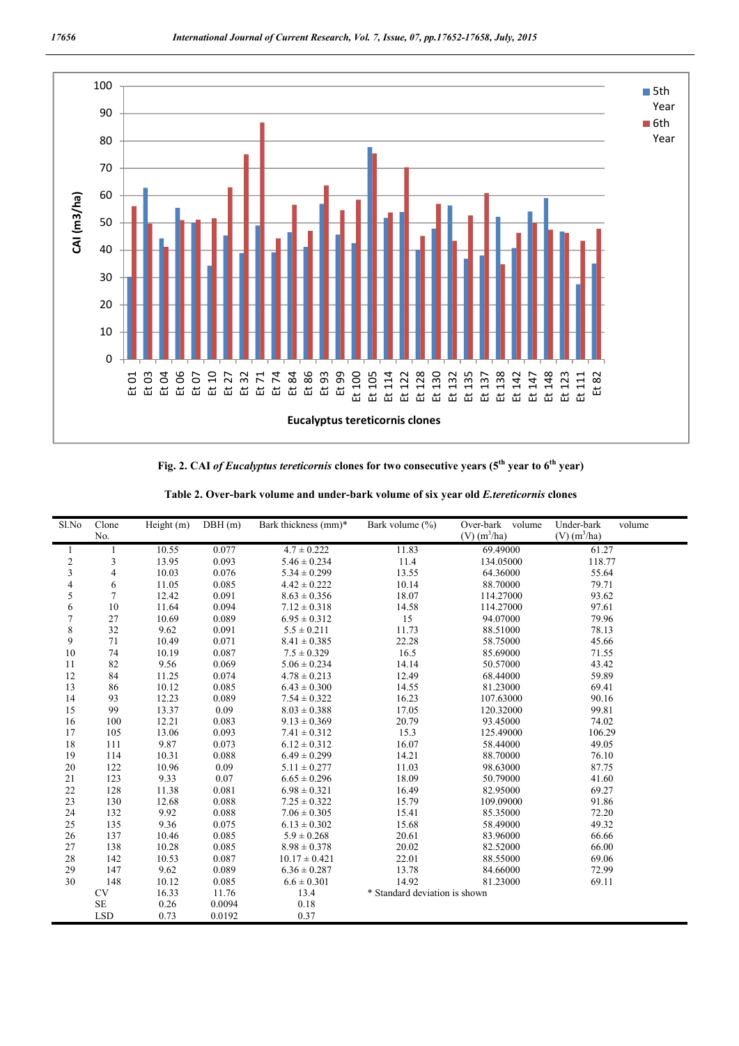**Fig. 2. CAI *of Eucalyptus tereticornis* clones for two consecutive years (5th year to 6th year)**

**Table 2. Over-bark volume and under-bark volume of six year old *E.tereticornis* clones**

| Sl.No | Clone No. | Height (m) | DBH (m) | Bark thickness (mm)* | Bark volume (%) | Over-bark volume (V) ($m^3$/ha) | Under-bark volume (V) ($m^3$/ha) |
|---|---|---|---|---|---|---|---|
| 1 | 1 | 10.55 | 0.077 | 4.7 ± 0.222 | 11.83 | 69.49000 | 61.27 |
| 2 | 3 | 13.95 | 0.093 | 5.46 ± 0.234 | 11.4 | 134.05000 | 118.77 |
| 3 | 4 | 10.03 | 0.076 | 5.34 ± 0.299 | 13.55 | 64.36000 | 55.64 |
| 4 | 6 | 11.05 | 0.085 | 4.42 ± 0.222 | 10.14 | 88.70000 | 79.71 |
| 5 | 7 | 12.42 | 0.091 | 8.63 ± 0.356 | 18.07 | 114.27000 | 93.62 |
| 6 | 10 | 11.64 | 0.094 | 7.12 ± 0.318 | 14.58 | 114.27000 | 97.61 |
| 7 | 27 | 10.69 | 0.089 | 6.95 ± 0.312 | 15 | 94.07000 | 79.96 |
| 8 | 32 | 9.62 | 0.091 | 5.5 ± 0.211 | 11.73 | 88.51000 | 78.13 |
| 9 | 71 | 10.49 | 0.071 | 8.41 ± 0.385 | 22.28 | 58.75000 | 45.66 |
| 10 | 74 | 10.19 | 0.087 | 7.5 ± 0.329 | 16.5 | 85.69000 | 71.55 |
| 11 | 82 | 9.56 | 0.069 | 5.06 ± 0.234 | 14.14 | 50.57000 | 43.42 |
| 12 | 84 | 11.25 | 0.074 | 4.78 ± 0.213 | 12.49 | 68.44000 | 59.89 |
| 13 | 86 | 10.12 | 0.085 | 6.43 ± 0.300 | 14.55 | 81.23000 | 69.41 |
| 14 | 93 | 12.23 | 0.089 | 7.54 ± 0.322 | 16.23 | 107.63000 | 90.16 |
| 15 | 99 | 13.37 | 0.09 | 8.03 ± 0.388 | 17.05 | 120.32000 | 99.81 |
| 16 | 100 | 12.21 | 0.083 | 9.13 ± 0.369 | 20.79 | 93.45000 | 74.02 |
| 17 | 105 | 13.06 | 0.093 | 7.41 ± 0.312 | 15.3 | 125.49000 | 106.29 |
| 18 | 111 | 9.87 | 0.073 | 6.12 ± 0.312 | 16.07 | 58.44000 | 49.05 |
| 19 | 114 | 10.31 | 0.088 | 6.49 ± 0.299 | 14.21 | 88.70000 | 76.10 |
| 20 | 122 | 10.96 | 0.09 | 5.11 ± 0.277 | 11.03 | 98.63000 | 87.75 |
| 21 | 123 | 9.33 | 0.07 | 6.65 ± 0.296 | 18.09 | 50.79000 | 41.60 |
| 22 | 128 | 11.38 | 0.081 | 6.98 ± 0.321 | 16.49 | 82.95000 | 69.27 |
| 23 | 130 | 12.68 | 0.088 | 7.25 ± 0.322 | 15.79 | 109.09000 | 91.86 |
| 24 | 132 | 9.92 | 0.088 | 7.06 ± 0.305 | 15.41 | 85.35000 | 72.20 |
| 25 | 135 | 9.36 | 0.075 | 6.13 ± 0.302 | 15.68 | 58.49000 | 49.32 |
| 26 | 137 | 10.46 | 0.085 | 5.9 ± 0.268 | 20.61 | 83.96000 | 66.66 |
| 27 | 138 | 10.28 | 0.085 | 8.98 ± 0.378 | 20.02 | 82.52000 | 66.00 |
| 28 | 142 | 10.53 | 0.087 | 10.17 ± 0.421 | 22.01 | 88.55000 | 69.06 |
| 29 | 147 | 9.62 | 0.089 | 6.36 ± 0.287 | 13.78 | 84.66000 | 72.99 |
| 30 | 148 | 10.12 | 0.085 | 6.6 ± 0.301 | 14.92 | 81.23000 | 69.11 |
| | CV | 16.33 | 11.76 | 13.4 | * Standard deviation is shown | | |
| | SE | 0.26 | 0.0094 | 0.18 | | | |
| | LSD | 0.73 | 0.0192 | 0.37 | | | |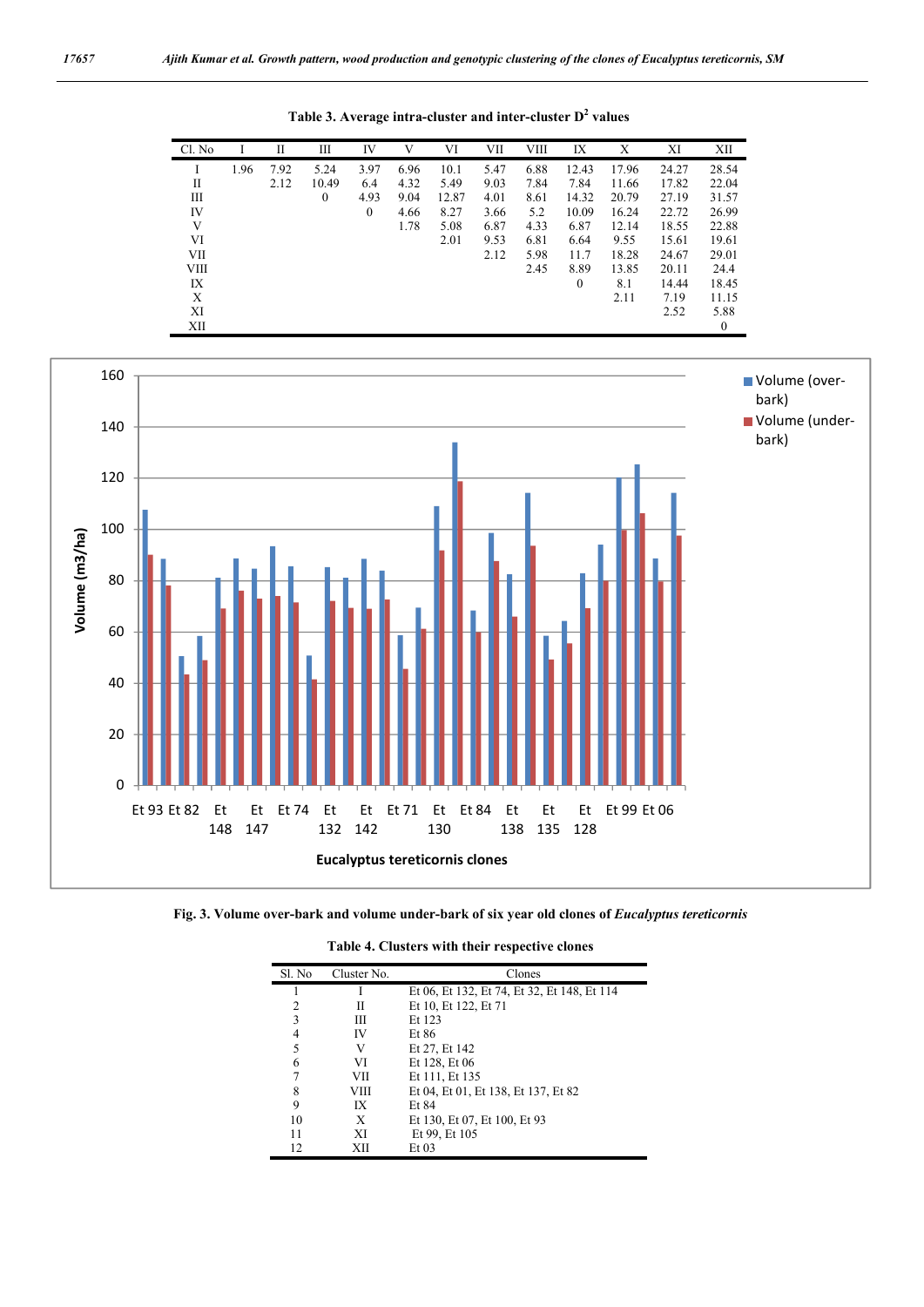**Table 3. Average intra-cluster and inter-cluster $D^2$ values**

| Cl. No | I | II | III | IV | V | VI | VII | VIII | IX | X | XI | XII |
|---|---|---|---|---|---|---|---|---|---|---|---|---|
| I | 1.96 | 7.92 | 5.24 | 3.97 | 6.96 | 10.1 | 5.47 | 6.88 | 12.43 | 17.96 | 24.27 | 28.54 |
| II | | 2.12 | 10.49 | 6.4 | 4.32 | 5.49 | 9.03 | 7.84 | 7.84 | 11.66 | 17.82 | 22.04 |
| III | | | 0 | 4.93 | 9.04 | 12.87 | 4.01 | 8.61 | 14.32 | 20.79 | 27.19 | 31.57 |
| IV | | | | 0 | 4.66 | 8.27 | 3.66 | 5.2 | 10.09 | 16.24 | 22.72 | 26.99 |
| V | | | | | 1.78 | 5.08 | 6.87 | 4.33 | 6.87 | 12.14 | 18.55 | 22.88 |
| VI | | | | | | 2.01 | 9.53 | 6.81 | 6.64 | 9.55 | 15.61 | 19.61 |
| VII | | | | | | | 2.12 | 5.98 | 11.7 | 18.28 | 24.67 | 29.01 |
| VIII | | | | | | | | 2.45 | 8.89 | 13.85 | 20.11 | 24.4 |
| IX | | | | | | | | | 0 | 8.1 | 14.44 | 18.45 |
| X | | | | | | | | | | 2.11 | 7.19 | 11.15 |
| XI | | | | | | | | | | | 2.52 | 5.88 |
| XII | | | | | | | | | | | | 0 |

**Fig. 3. Volume over-bark and volume under-bark of six year old clones of *Eucalyptus tereticornis***

**Table 4. Clusters with their respective clones**

| Sl. No | Cluster No. | Clones |
|---|---|---|
| 1 | I | Et 06, Et 132, Et 74, Et 32, Et 148, Et 114 |
| 2 | II | Et 10, Et 122, Et 71 |
| 3 | III | Et 123 |
| 4 | IV | Et 86 |
| 5 | V | Et 27, Et 142 |
| 6 | VI | Et 128, Et 06 |
| 7 | VII | Et 111, Et 135 |
| 8 | VIII | Et 04, Et 01, Et 138, Et 137, Et 82 |
| 9 | IX | Et 84 |
| 10 | X | Et 130, Et 07, Et 100, Et 93 |
| 11 | XI | Et 99, Et 105 |
| 12 | XII | Et 03 |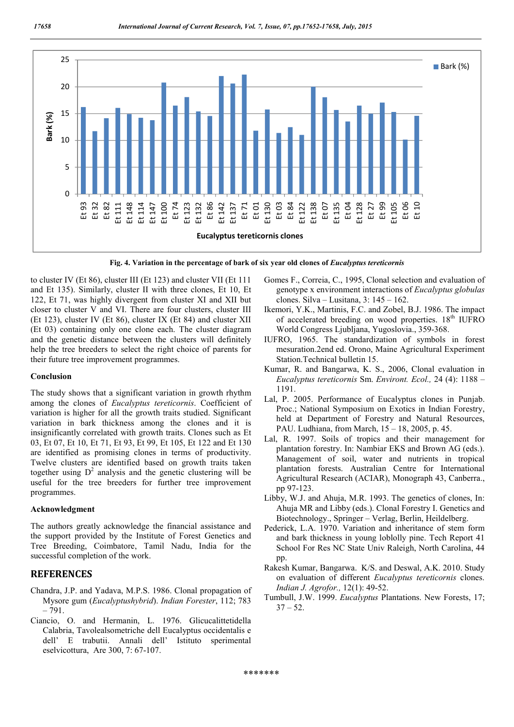25
20
15
10
5
0

Bark (%)

Bark (%)

Et 93, Et 32, Et 82, Et 111, Et 148, Et 114, Et 147, Et 100, Et 74, Et 123, Et 132, Et 86, Et 142, Et 137, Et 71, Et 01, Et 130, Et 03, Et 84, Et 122, Et 138, Et 07, Et 135, Et 04, Et 128, Et 27, Et 99, Et 105, Et 06, Et 10

Eucalyptus tereticornis clones

**Fig. 4. Variation in the percentage of bark of six year old clones of *Eucalyptus tereticornis***

to cluster IV (Et 86), cluster III (Et 123) and cluster VII (Et 111 and Et 135). Similarly, cluster II with three clones, Et 10, Et 122, Et 71, was highly divergent from cluster XI and XII but closer to cluster V and VI. There are four clusters, cluster III (Et 123), cluster IV (Et 86), cluster IX (Et 84) and cluster XII (Et 03) containing only one clone each. The cluster diagram and the genetic distance between the clusters will definitely help the tree breeders to select the right choice of parents for their future tree improvement programmes.

### Conclusion

The study shows that a significant variation in growth rhythm among the clones of *Eucalyptus tereticornis*. Coefficient of variation is higher for all the growth traits studied. Significant variation in bark thickness among the clones and it is insignificantly correlated with growth traits. Clones such as Et 03, Et 07, Et 10, Et 71, Et 93, Et 99, Et 105, Et 122 and Et 130 are identified as promising clones in terms of productivity. Twelve clusters are identified based on growth traits taken together using $D^2$ analysis and the genetic clustering will be useful for the tree breeders for further tree improvement programmes.

### Acknowledgment

The authors greatly acknowledge the financial assistance and the support provided by the Institute of Forest Genetics and Tree Breeding, Coimbatore, Tamil Nadu, India for the successful completion of the work.

## REFERENCES

Chandra, J.P. and Yadava, M.P.S. 1986. Clonal propagation of Mysore gum (*Eucalyptushybrid*). *Indian Forester*, 112; 783 – 791.

Ciancio, O. and Hermanin, L. 1976. Glicucalittetidella Calabria, Tavolealsometriche dell Eucalyptus occidentalis e dell' E trabutii. Annali dell' Istituto sperimental eselvicottura, Are 300, 7: 67-107.

Gomes F., Correia, C., 1995, Clonal selection and evaluation of genotype x environment interactions of *Eucalyptus globulas* clones. Silva – Lusitana, 3: 145 – 162.

Ikemori, Y.K., Martinis, F.C. and Zobel, B.J. 1986. The impact of accelerated breeding on wood properties. 18th IUFRO World Congress Ljubljana, Yugoslavia., 359-368.

IUFRO, 1965. The standardization of symbols in forest mesuration.2end ed. Orono, Maine Agricultural Experiment Station.Technical bulletin 15.

Kumar, R. and Bangarwa, K. S., 2006, Clonal evaluation in *Eucalyptus tereticornis* Sm. *Environt. Ecol.,* 24 (4): 1188 – 1191.

Lal, P. 2005. Performance of Eucalyptus clones in Punjab. Proc.; National Symposium on Exotics in Indian Forestry, held at Department of Forestry and Natural Resources, PAU. Ludhiana, from March, 15 – 18, 2005, p. 45.

Lal, R. 1997. Soils of tropics and their management for plantation forestry. In: Nambiar EKS and Brown AG (eds.). Management of soil, water and nutrients in tropical plantation forests. Australian Centre for International Agricultural Research (ACIAR), Monograph 43, Canberra., pp 97-123.

Libby, W.J. and Ahuja, M.R. 1993. The genetics of clones, In: Ahuja MR and Libby (eds.). Clonal Forestry I. Genetics and Biotechnology., Springer – Verlag, Berlin, Heildelberg.

Pederick, L.A. 1970. Variation and inheritance of stem form and bark thickness in young loblolly pine. Tech Report 41 School For Res NC State Univ Raleigh, North Carolina, 44 pp.

Rakesh Kumar, Bangarwa. K/S. and Deswal, A.K. 2010. Study on evaluation of different *Eucalyptus tereticornis* clones. *Indian J. Agrofor.,* 12(1): 49-52.

Tumbull, J.W. 1999. *Eucalyptus* Plantations. New Forests, 17; 37 – 52.

*******